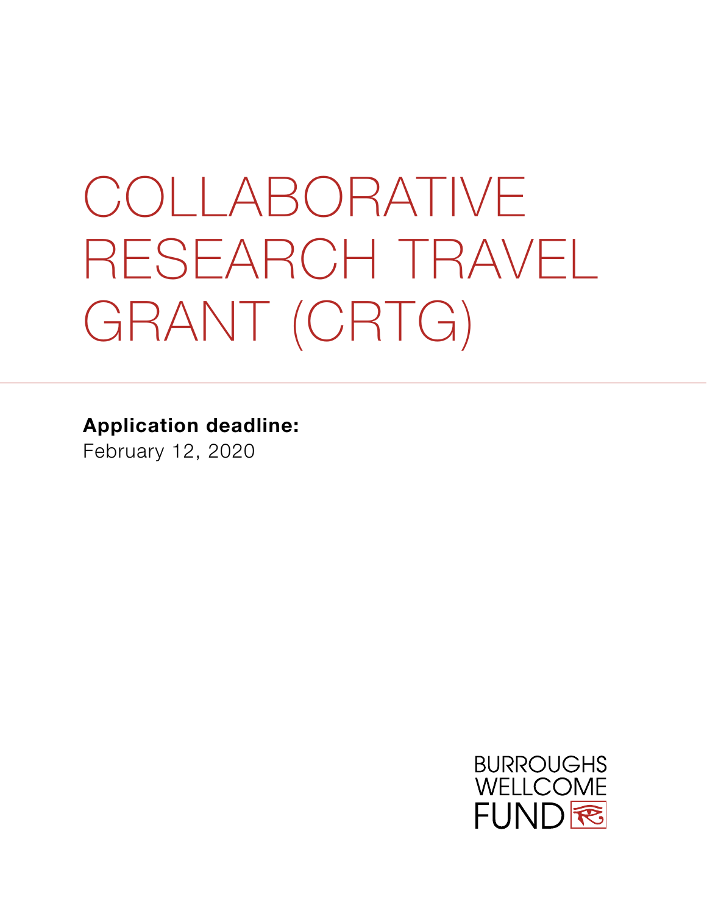# COLLABORATIVE RESEARCH TRAVEL GRANT (CRTG)

**Application deadline:**
February 12, 2020

BURROUGHS WELLCOME FUND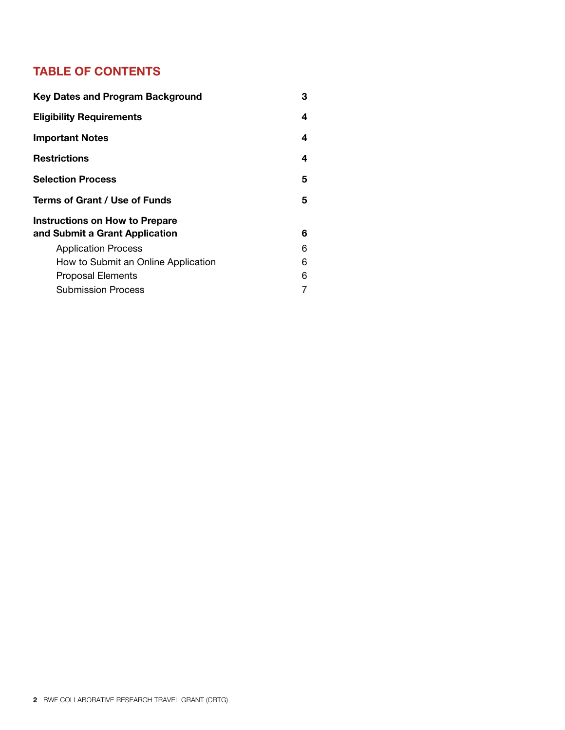## TABLE OF CONTENTS

| | |
|---|---|
| **Key Dates and Program Background** | **3** |
| **Eligibility Requirements** | **4** |
| **Important Notes** | **4** |
| **Restrictions** | **4** |
| **Selection Process** | **5** |
| **Terms of Grant / Use of Funds** | **5** |
| **Instructions on How to Prepare and Submit a Grant Application** | **6** |
| Application Process | 6 |
| How to Submit an Online Application | 6 |
| Proposal Elements | 6 |
| Submission Process | 7 |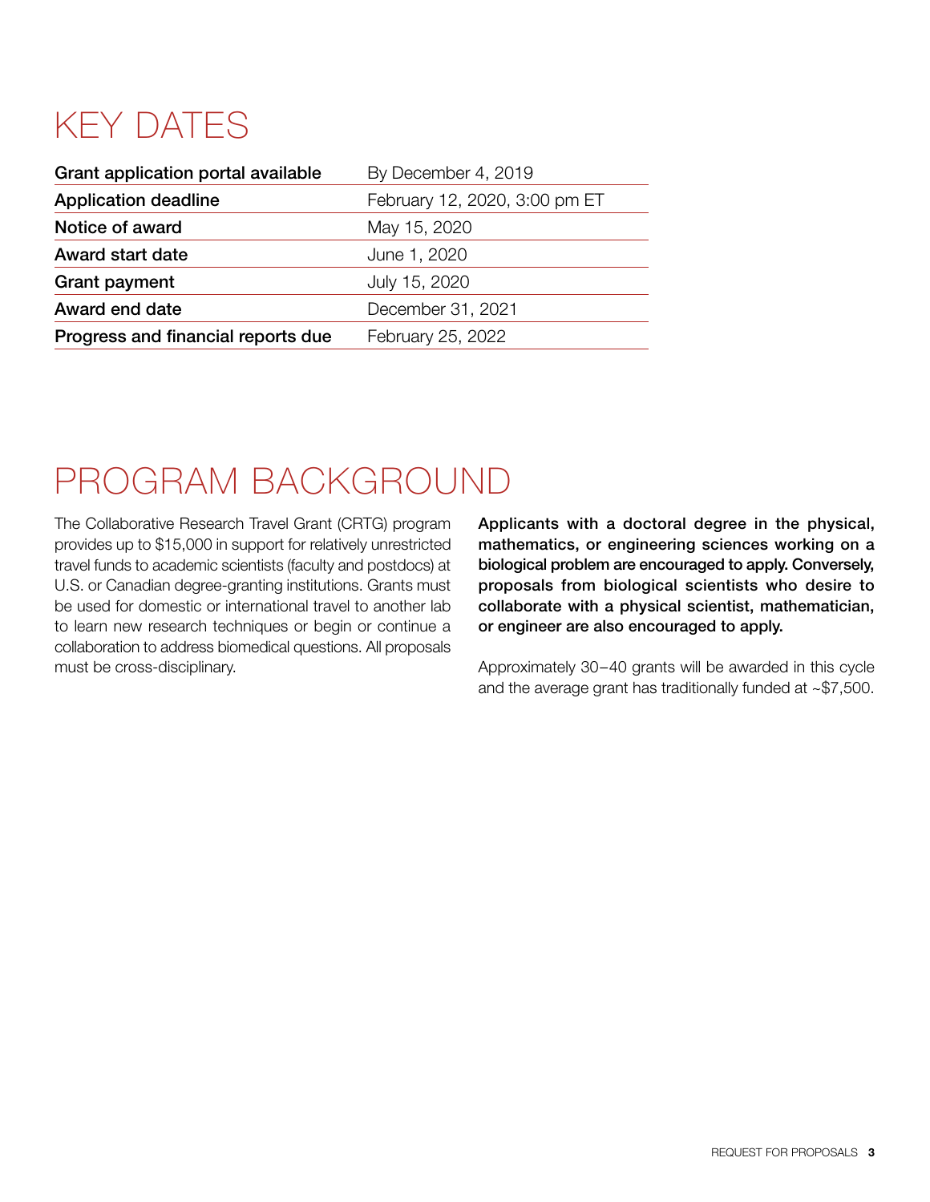# KEY DATES

| | |
|---|---|
| **Grant application portal available** | By December 4, 2019 |
| **Application deadline** | February 12, 2020, 3:00 pm ET |
| **Notice of award** | May 15, 2020 |
| **Award start date** | June 1, 2020 |
| **Grant payment** | July 15, 2020 |
| **Award end date** | December 31, 2021 |
| **Progress and financial reports due** | February 25, 2022 |

# PROGRAM BACKGROUND

The Collaborative Research Travel Grant (CRTG) program provides up to $15,000 in support for relatively unrestricted travel funds to academic scientists (faculty and postdocs) at U.S. or Canadian degree-granting institutions. Grants must be used for domestic or international travel to another lab to learn new research techniques or begin or continue a collaboration to address biomedical questions. All proposals must be cross-disciplinary.

**Applicants with a doctoral degree in the physical, mathematics, or engineering sciences working on a biological problem are encouraged to apply. Conversely, proposals from biological scientists who desire to collaborate with a physical scientist, mathematician, or engineer are also encouraged to apply.**

Approximately 30–40 grants will be awarded in this cycle and the average grant has traditionally funded at ~$7,500.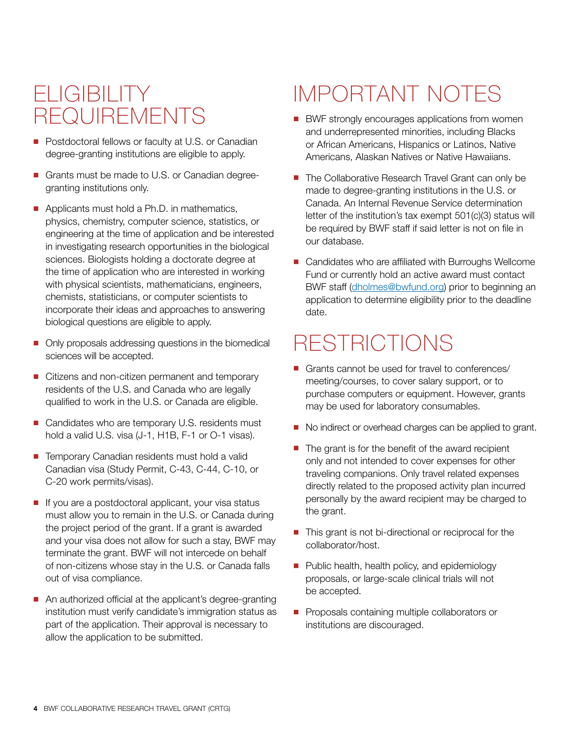# ELIGIBILITY REQUIREMENTS

- Postdoctoral fellows or faculty at U.S. or Canadian degree-granting institutions are eligible to apply.
- Grants must be made to U.S. or Canadian degree-granting institutions only.
- Applicants must hold a Ph.D. in mathematics, physics, chemistry, computer science, statistics, or engineering at the time of application and be interested in investigating research opportunities in the biological sciences. Biologists holding a doctorate degree at the time of application who are interested in working with physical scientists, mathematicians, engineers, chemists, statisticians, or computer scientists to incorporate their ideas and approaches to answering biological questions are eligible to apply.
- Only proposals addressing questions in the biomedical sciences will be accepted.
- Citizens and non-citizen permanent and temporary residents of the U.S. and Canada who are legally qualified to work in the U.S. or Canada are eligible.
- Candidates who are temporary U.S. residents must hold a valid U.S. visa (J-1, H1B, F-1 or O-1 visas).
- Temporary Canadian residents must hold a valid Canadian visa (Study Permit, C-43, C-44, C-10, or C-20 work permits/visas).
- If you are a postdoctoral applicant, your visa status must allow you to remain in the U.S. or Canada during the project period of the grant. If a grant is awarded and your visa does not allow for such a stay, BWF may terminate the grant. BWF will not intercede on behalf of non-citizens whose stay in the U.S. or Canada falls out of visa compliance.
- An authorized official at the applicant's degree-granting institution must verify candidate's immigration status as part of the application. Their approval is necessary to allow the application to be submitted.

# IMPORTANT NOTES

- BWF strongly encourages applications from women and underrepresented minorities, including Blacks or African Americans, Hispanics or Latinos, Native Americans, Alaskan Natives or Native Hawaiians.
- The Collaborative Research Travel Grant can only be made to degree-granting institutions in the U.S. or Canada. An Internal Revenue Service determination letter of the institution's tax exempt 501(c)(3) status will be required by BWF staff if said letter is not on file in our database.
- Candidates who are affiliated with Burroughs Wellcome Fund or currently hold an active award must contact BWF staff (dholmes@bwfund.org) prior to beginning an application to determine eligibility prior to the deadline date.

# RESTRICTIONS

- Grants cannot be used for travel to conferences/meeting/courses, to cover salary support, or to purchase computers or equipment. However, grants may be used for laboratory consumables.
- No indirect or overhead charges can be applied to grant.
- The grant is for the benefit of the award recipient only and not intended to cover expenses for other traveling companions. Only travel related expenses directly related to the proposed activity plan incurred personally by the award recipient may be charged to the grant.
- This grant is not bi-directional or reciprocal for the collaborator/host.
- Public health, health policy, and epidemiology proposals, or large-scale clinical trials will not be accepted.
- Proposals containing multiple collaborators or institutions are discouraged.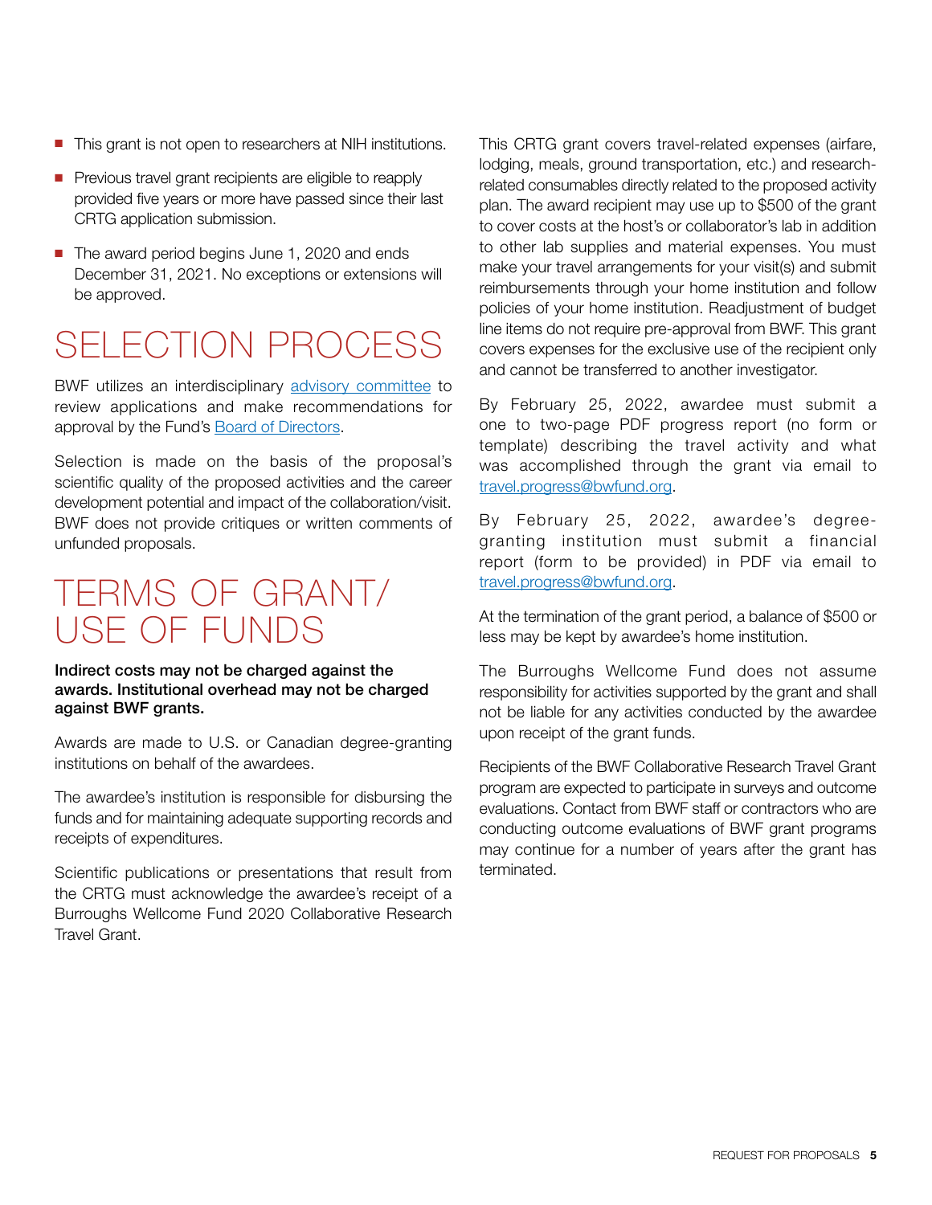- This grant is not open to researchers at NIH institutions.
- Previous travel grant recipients are eligible to reapply provided five years or more have passed since their last CRTG application submission.
- The award period begins June 1, 2020 and ends December 31, 2021. No exceptions or extensions will be approved.

# SELECTION PROCESS

BWF utilizes an interdisciplinary [advisory committee] to review applications and make recommendations for approval by the Fund's [Board of Directors].

Selection is made on the basis of the proposal's scientific quality of the proposed activities and the career development potential and impact of the collaboration/visit. BWF does not provide critiques or written comments of unfunded proposals.

# TERMS OF GRANT/ USE OF FUNDS

**Indirect costs may not be charged against the awards. Institutional overhead may not be charged against BWF grants.**

Awards are made to U.S. or Canadian degree-granting institutions on behalf of the awardees.

The awardee's institution is responsible for disbursing the funds and for maintaining adequate supporting records and receipts of expenditures.

Scientific publications or presentations that result from the CRTG must acknowledge the awardee's receipt of a Burroughs Wellcome Fund 2020 Collaborative Research Travel Grant.

This CRTG grant covers travel-related expenses (airfare, lodging, meals, ground transportation, etc.) and research-related consumables directly related to the proposed activity plan. The award recipient may use up to $500 of the grant to cover costs at the host's or collaborator's lab in addition to other lab supplies and material expenses. You must make your travel arrangements for your visit(s) and submit reimbursements through your home institution and follow policies of your home institution. Readjustment of budget line items do not require pre-approval from BWF. This grant covers expenses for the exclusive use of the recipient only and cannot be transferred to another investigator.

By February 25, 2022, awardee must submit a one to two-page PDF progress report (no form or template) describing the travel activity and what was accomplished through the grant via email to travel.progress@bwfund.org.

By February 25, 2022, awardee's degree-granting institution must submit a financial report (form to be provided) in PDF via email to travel.progress@bwfund.org.

At the termination of the grant period, a balance of $500 or less may be kept by awardee's home institution.

The Burroughs Wellcome Fund does not assume responsibility for activities supported by the grant and shall not be liable for any activities conducted by the awardee upon receipt of the grant funds.

Recipients of the BWF Collaborative Research Travel Grant program are expected to participate in surveys and outcome evaluations. Contact from BWF staff or contractors who are conducting outcome evaluations of BWF grant programs may continue for a number of years after the grant has terminated.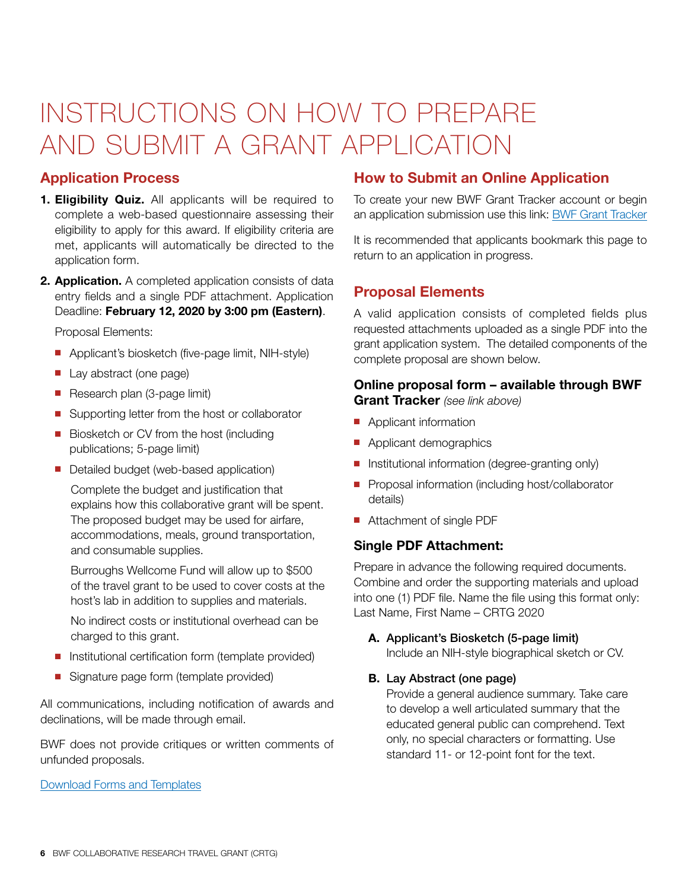# INSTRUCTIONS ON HOW TO PREPARE AND SUBMIT A GRANT APPLICATION

## Application Process

1. **Eligibility Quiz.** All applicants will be required to complete a web-based questionnaire assessing their eligibility to apply for this award. If eligibility criteria are met, applicants will automatically be directed to the application form.

2. **Application.** A completed application consists of data entry fields and a single PDF attachment. Application Deadline: **February 12, 2020 by 3:00 pm (Eastern)**.

   Proposal Elements:

   - Applicant's biosketch (five-page limit, NIH-style)
   - Lay abstract (one page)
   - Research plan (3-page limit)
   - Supporting letter from the host or collaborator
   - Biosketch or CV from the host (including publications; 5-page limit)
   - Detailed budget (web-based application)

     Complete the budget and justification that explains how this collaborative grant will be spent. The proposed budget may be used for airfare, accommodations, meals, ground transportation, and consumable supplies.

     Burroughs Wellcome Fund will allow up to $500 of the travel grant to be used to cover costs at the host's lab in addition to supplies and materials.

     No indirect costs or institutional overhead can be charged to this grant.

   - Institutional certification form (template provided)
   - Signature page form (template provided)

All communications, including notification of awards and declinations, will be made through email.

BWF does not provide critiques or written comments of unfunded proposals.

[Download Forms and Templates]

## How to Submit an Online Application

To create your new BWF Grant Tracker account or begin an application submission use this link: [BWF Grant Tracker]

It is recommended that applicants bookmark this page to return to an application in progress.

## Proposal Elements

A valid application consists of completed fields plus requested attachments uploaded as a single PDF into the grant application system. The detailed components of the complete proposal are shown below.

### Online proposal form – available through BWF Grant Tracker *(see link above)*

- Applicant information
- Applicant demographics
- Institutional information (degree-granting only)
- Proposal information (including host/collaborator details)
- Attachment of single PDF

### Single PDF Attachment:

Prepare in advance the following required documents. Combine and order the supporting materials and upload into one (1) PDF file. Name the file using this format only: Last Name, First Name – CRTG 2020

**A. Applicant's Biosketch (5-page limit)**
Include an NIH-style biographical sketch or CV.

**B. Lay Abstract (one page)**
Provide a general audience summary. Take care to develop a well articulated summary that the educated general public can comprehend. Text only, no special characters or formatting. Use standard 11- or 12-point font for the text.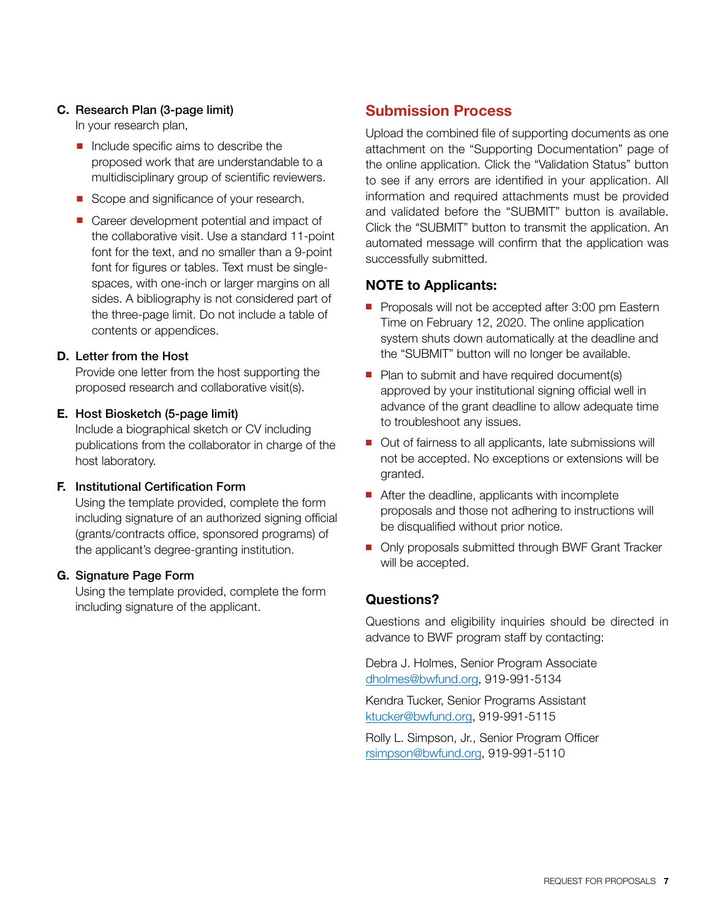**C. Research Plan (3-page limit)**

In your research plan,

- Include specific aims to describe the proposed work that are understandable to a multidisciplinary group of scientific reviewers.
- Scope and significance of your research.
- Career development potential and impact of the collaborative visit. Use a standard 11-point font for the text, and no smaller than a 9-point font for figures or tables. Text must be single-spaces, with one-inch or larger margins on all sides. A bibliography is not considered part of the three-page limit. Do not include a table of contents or appendices.

**D. Letter from the Host**

Provide one letter from the host supporting the proposed research and collaborative visit(s).

**E. Host Biosketch (5-page limit)**

Include a biographical sketch or CV including publications from the collaborator in charge of the host laboratory.

**F. Institutional Certification Form**

Using the template provided, complete the form including signature of an authorized signing official (grants/contracts office, sponsored programs) of the applicant's degree-granting institution.

**G. Signature Page Form**

Using the template provided, complete the form including signature of the applicant.

## Submission Process

Upload the combined file of supporting documents as one attachment on the "Supporting Documentation" page of the online application. Click the "Validation Status" button to see if any errors are identified in your application. All information and required attachments must be provided and validated before the "SUBMIT" button is available. Click the "SUBMIT" button to transmit the application. An automated message will confirm that the application was successfully submitted.

### NOTE to Applicants:

- Proposals will not be accepted after 3:00 pm Eastern Time on February 12, 2020. The online application system shuts down automatically at the deadline and the "SUBMIT" button will no longer be available.
- Plan to submit and have required document(s) approved by your institutional signing official well in advance of the grant deadline to allow adequate time to troubleshoot any issues.
- Out of fairness to all applicants, late submissions will not be accepted. No exceptions or extensions will be granted.
- After the deadline, applicants with incomplete proposals and those not adhering to instructions will be disqualified without prior notice.
- Only proposals submitted through BWF Grant Tracker will be accepted.

### Questions?

Questions and eligibility inquiries should be directed in advance to BWF program staff by contacting:

Debra J. Holmes, Senior Program Associate
dholmes@bwfund.org, 919-991-5134

Kendra Tucker, Senior Programs Assistant
ktucker@bwfund.org, 919-991-5115

Rolly L. Simpson, Jr., Senior Program Officer
rsimpson@bwfund.org, 919-991-5110